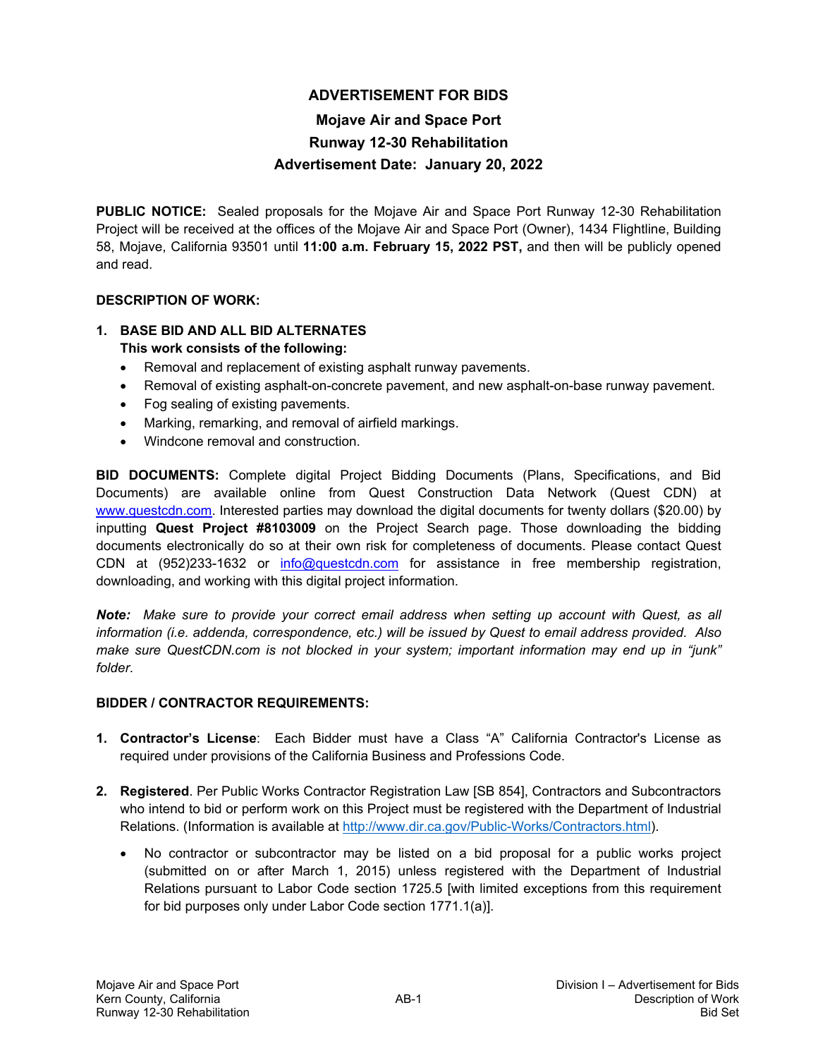# ADVERTISEMENT FOR BIDS

## Mojave Air and Space Port

## Runway 12-30 Rehabilitation

## Advertisement Date: January 20, 2022

**PUBLIC NOTICE:** Sealed proposals for the Mojave Air and Space Port Runway 12-30 Rehabilitation Project will be received at the offices of the Mojave Air and Space Port (Owner), 1434 Flightline, Building 58, Mojave, California 93501 until **11:00 a.m. February 15, 2022 PST,** and then will be publicly opened and read.

**DESCRIPTION OF WORK:**

1. **BASE BID AND ALL BID ALTERNATES**
   **This work consists of the following:**
   - Removal and replacement of existing asphalt runway pavements.
   - Removal of existing asphalt-on-concrete pavement, and new asphalt-on-base runway pavement.
   - Fog sealing of existing pavements.
   - Marking, remarking, and removal of airfield markings.
   - Windcone removal and construction.

**BID DOCUMENTS:** Complete digital Project Bidding Documents (Plans, Specifications, and Bid Documents) are available online from Quest Construction Data Network (Quest CDN) at www.questcdn.com. Interested parties may download the digital documents for twenty dollars ($20.00) by inputting **Quest Project #8103009** on the Project Search page. Those downloading the bidding documents electronically do so at their own risk for completeness of documents. Please contact Quest CDN at (952)233-1632 or info@questcdn.com for assistance in free membership registration, downloading, and working with this digital project information.

***Note:*** *Make sure to provide your correct email address when setting up account with Quest, as all information (i.e. addenda, correspondence, etc.) will be issued by Quest to email address provided. Also make sure QuestCDN.com is not blocked in your system; important information may end up in "junk" folder.*

**BIDDER / CONTRACTOR REQUIREMENTS:**

1. **Contractor's License**: Each Bidder must have a Class "A" California Contractor's License as required under provisions of the California Business and Professions Code.

2. **Registered**. Per Public Works Contractor Registration Law [SB 854], Contractors and Subcontractors who intend to bid or perform work on this Project must be registered with the Department of Industrial Relations. (Information is available at http://www.dir.ca.gov/Public-Works/Contractors.html).
   - No contractor or subcontractor may be listed on a bid proposal for a public works project (submitted on or after March 1, 2015) unless registered with the Department of Industrial Relations pursuant to Labor Code section 1725.5 [with limited exceptions from this requirement for bid purposes only under Labor Code section 1771.1(a)].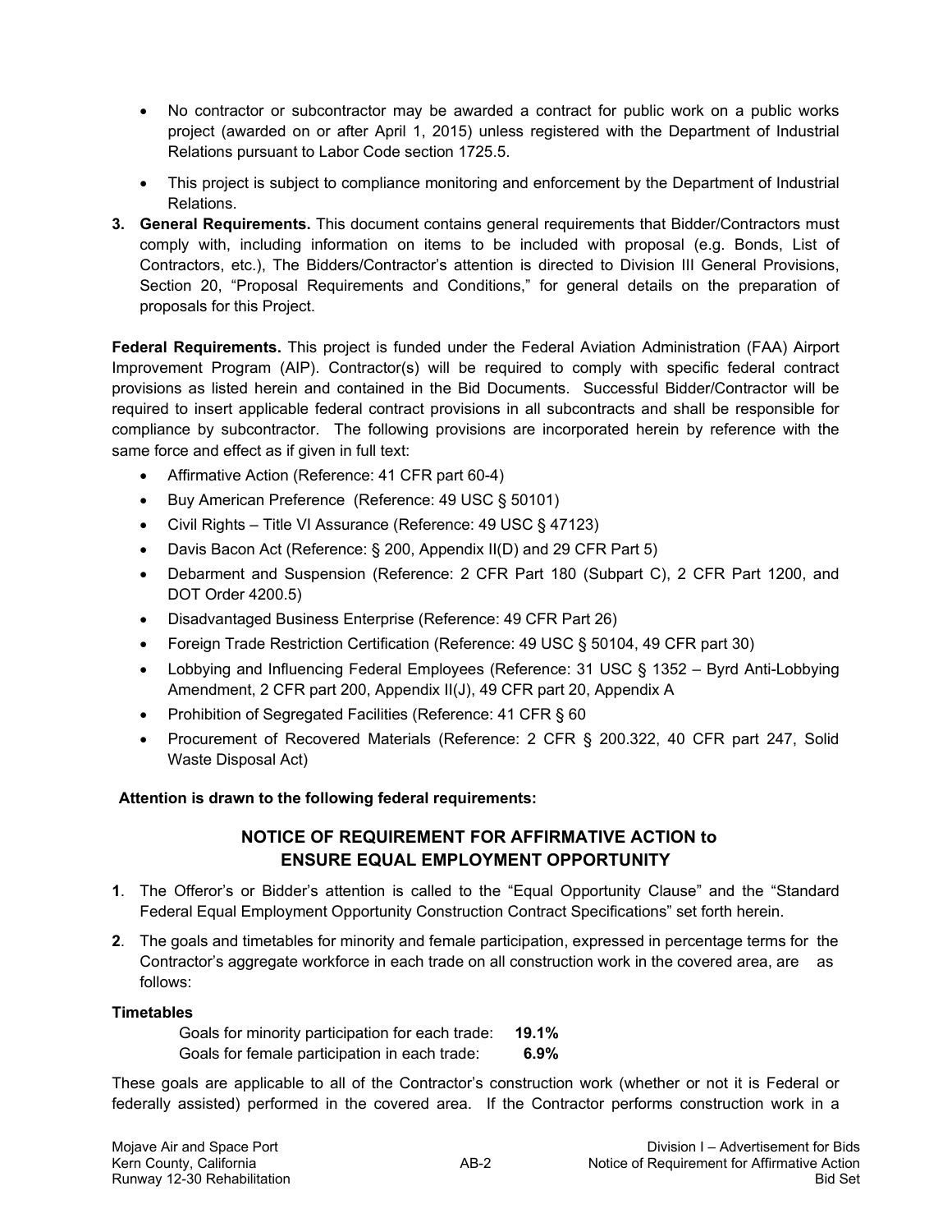- No contractor or subcontractor may be awarded a contract for public work on a public works project (awarded on or after April 1, 2015) unless registered with the Department of Industrial Relations pursuant to Labor Code section 1725.5.
- This project is subject to compliance monitoring and enforcement by the Department of Industrial Relations.

**3. General Requirements.** This document contains general requirements that Bidder/Contractors must comply with, including information on items to be included with proposal (e.g. Bonds, List of Contractors, etc.), The Bidders/Contractor's attention is directed to Division III General Provisions, Section 20, "Proposal Requirements and Conditions," for general details on the preparation of proposals for this Project.

**Federal Requirements.** This project is funded under the Federal Aviation Administration (FAA) Airport Improvement Program (AIP). Contractor(s) will be required to comply with specific federal contract provisions as listed herein and contained in the Bid Documents. Successful Bidder/Contractor will be required to insert applicable federal contract provisions in all subcontracts and shall be responsible for compliance by subcontractor. The following provisions are incorporated herein by reference with the same force and effect as if given in full text:

- Affirmative Action (Reference: 41 CFR part 60-4)
- Buy American Preference (Reference: 49 USC § 50101)
- Civil Rights – Title VI Assurance (Reference: 49 USC § 47123)
- Davis Bacon Act (Reference: § 200, Appendix II(D) and 29 CFR Part 5)
- Debarment and Suspension (Reference: 2 CFR Part 180 (Subpart C), 2 CFR Part 1200, and DOT Order 4200.5)
- Disadvantaged Business Enterprise (Reference: 49 CFR Part 26)
- Foreign Trade Restriction Certification (Reference: 49 USC § 50104, 49 CFR part 30)
- Lobbying and Influencing Federal Employees (Reference: 31 USC § 1352 – Byrd Anti-Lobbying Amendment, 2 CFR part 200, Appendix II(J), 49 CFR part 20, Appendix A
- Prohibition of Segregated Facilities (Reference: 41 CFR § 60
- Procurement of Recovered Materials (Reference: 2 CFR § 200.322, 40 CFR part 247, Solid Waste Disposal Act)

**Attention is drawn to the following federal requirements:**

## NOTICE OF REQUIREMENT FOR AFFIRMATIVE ACTION to ENSURE EQUAL EMPLOYMENT OPPORTUNITY

**1**. The Offeror's or Bidder's attention is called to the "Equal Opportunity Clause" and the "Standard Federal Equal Employment Opportunity Construction Contract Specifications" set forth herein.

**2**. The goals and timetables for minority and female participation, expressed in percentage terms for the Contractor's aggregate workforce in each trade on all construction work in the covered area, are as follows:

**Timetables**

Goals for minority participation for each trade: **19.1%**
Goals for female participation in each trade: **6.9%**

These goals are applicable to all of the Contractor's construction work (whether or not it is Federal or federally assisted) performed in the covered area. If the Contractor performs construction work in a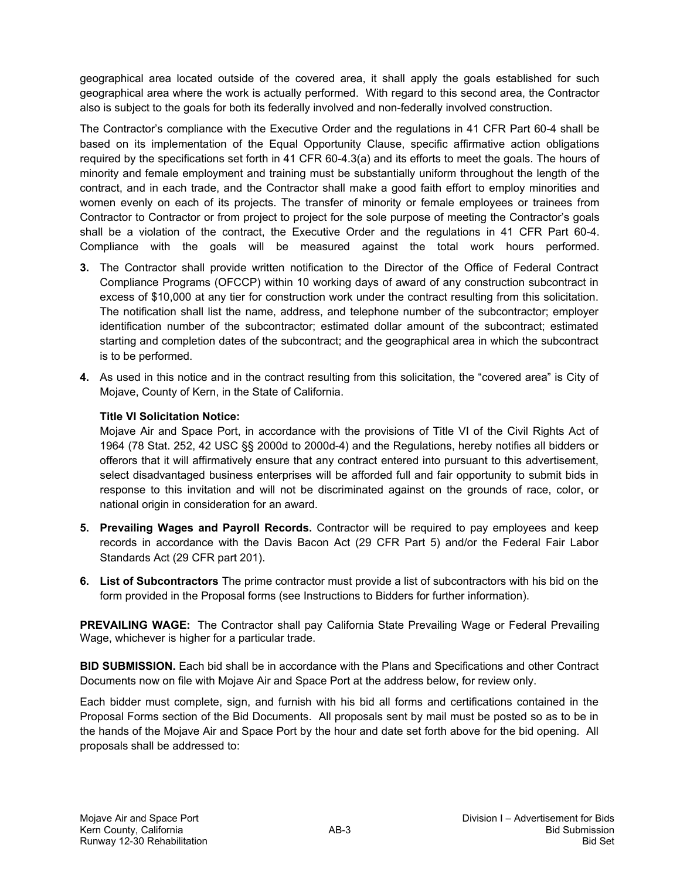geographical area located outside of the covered area, it shall apply the goals established for such geographical area where the work is actually performed. With regard to this second area, the Contractor also is subject to the goals for both its federally involved and non-federally involved construction.

The Contractor's compliance with the Executive Order and the regulations in 41 CFR Part 60-4 shall be based on its implementation of the Equal Opportunity Clause, specific affirmative action obligations required by the specifications set forth in 41 CFR 60-4.3(a) and its efforts to meet the goals. The hours of minority and female employment and training must be substantially uniform throughout the length of the contract, and in each trade, and the Contractor shall make a good faith effort to employ minorities and women evenly on each of its projects. The transfer of minority or female employees or trainees from Contractor to Contractor or from project to project for the sole purpose of meeting the Contractor's goals shall be a violation of the contract, the Executive Order and the regulations in 41 CFR Part 60-4. Compliance with the goals will be measured against the total work hours performed.

**3.** The Contractor shall provide written notification to the Director of the Office of Federal Contract Compliance Programs (OFCCP) within 10 working days of award of any construction subcontract in excess of $10,000 at any tier for construction work under the contract resulting from this solicitation. The notification shall list the name, address, and telephone number of the subcontractor; employer identification number of the subcontractor; estimated dollar amount of the subcontract; estimated starting and completion dates of the subcontract; and the geographical area in which the subcontract is to be performed.

**4.** As used in this notice and in the contract resulting from this solicitation, the "covered area" is City of Mojave, County of Kern, in the State of California.

**Title VI Solicitation Notice:**

Mojave Air and Space Port, in accordance with the provisions of Title VI of the Civil Rights Act of 1964 (78 Stat. 252, 42 USC §§ 2000d to 2000d-4) and the Regulations, hereby notifies all bidders or offerors that it will affirmatively ensure that any contract entered into pursuant to this advertisement, select disadvantaged business enterprises will be afforded full and fair opportunity to submit bids in response to this invitation and will not be discriminated against on the grounds of race, color, or national origin in consideration for an award.

**5. Prevailing Wages and Payroll Records.** Contractor will be required to pay employees and keep records in accordance with the Davis Bacon Act (29 CFR Part 5) and/or the Federal Fair Labor Standards Act (29 CFR part 201).

**6. List of Subcontractors** The prime contractor must provide a list of subcontractors with his bid on the form provided in the Proposal forms (see Instructions to Bidders for further information).

**PREVAILING WAGE:** The Contractor shall pay California State Prevailing Wage or Federal Prevailing Wage, whichever is higher for a particular trade.

**BID SUBMISSION.** Each bid shall be in accordance with the Plans and Specifications and other Contract Documents now on file with Mojave Air and Space Port at the address below, for review only.

Each bidder must complete, sign, and furnish with his bid all forms and certifications contained in the Proposal Forms section of the Bid Documents. All proposals sent by mail must be posted so as to be in the hands of the Mojave Air and Space Port by the hour and date set forth above for the bid opening. All proposals shall be addressed to: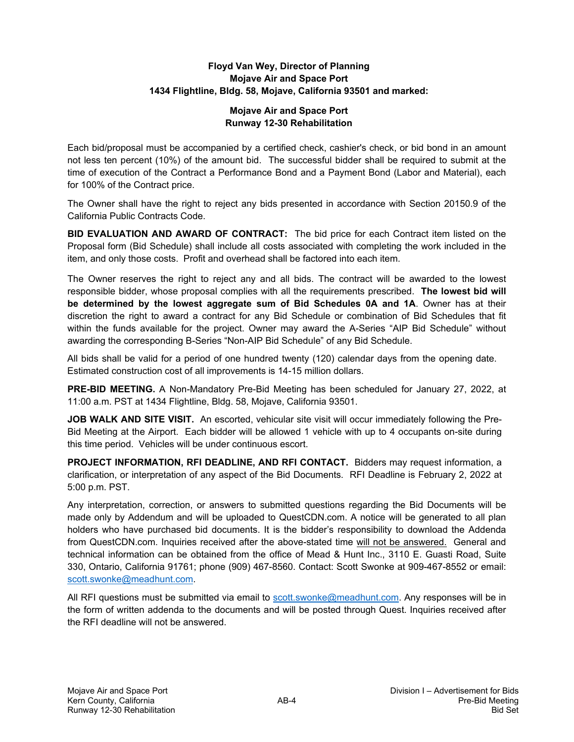**Floyd Van Wey, Director of Planning**
**Mojave Air and Space Port**
**1434 Flightline, Bldg. 58, Mojave, California 93501 and marked:**

**Mojave Air and Space Port**
**Runway 12-30 Rehabilitation**

Each bid/proposal must be accompanied by a certified check, cashier's check, or bid bond in an amount not less ten percent (10%) of the amount bid. The successful bidder shall be required to submit at the time of execution of the Contract a Performance Bond and a Payment Bond (Labor and Material), each for 100% of the Contract price.

The Owner shall have the right to reject any bids presented in accordance with Section 20150.9 of the California Public Contracts Code.

**BID EVALUATION AND AWARD OF CONTRACT:** The bid price for each Contract item listed on the Proposal form (Bid Schedule) shall include all costs associated with completing the work included in the item, and only those costs. Profit and overhead shall be factored into each item.

The Owner reserves the right to reject any and all bids. The contract will be awarded to the lowest responsible bidder, whose proposal complies with all the requirements prescribed. **The lowest bid will be determined by the lowest aggregate sum of Bid Schedules 0A and 1A**. Owner has at their discretion the right to award a contract for any Bid Schedule or combination of Bid Schedules that fit within the funds available for the project. Owner may award the A-Series "AIP Bid Schedule" without awarding the corresponding B-Series "Non-AIP Bid Schedule" of any Bid Schedule.

All bids shall be valid for a period of one hundred twenty (120) calendar days from the opening date. Estimated construction cost of all improvements is 14-15 million dollars.

**PRE-BID MEETING.** A Non-Mandatory Pre-Bid Meeting has been scheduled for January 27, 2022, at 11:00 a.m. PST at 1434 Flightline, Bldg. 58, Mojave, California 93501.

**JOB WALK AND SITE VISIT.** An escorted, vehicular site visit will occur immediately following the Pre-Bid Meeting at the Airport. Each bidder will be allowed 1 vehicle with up to 4 occupants on-site during this time period. Vehicles will be under continuous escort.

**PROJECT INFORMATION, RFI DEADLINE, AND RFI CONTACT.** Bidders may request information, a clarification, or interpretation of any aspect of the Bid Documents. RFI Deadline is February 2, 2022 at 5:00 p.m. PST.

Any interpretation, correction, or answers to submitted questions regarding the Bid Documents will be made only by Addendum and will be uploaded to QuestCDN.com. A notice will be generated to all plan holders who have purchased bid documents. It is the bidder's responsibility to download the Addenda from QuestCDN.com. Inquiries received after the above-stated time will not be answered. General and technical information can be obtained from the office of Mead & Hunt Inc., 3110 E. Guasti Road, Suite 330, Ontario, California 91761; phone (909) 467-8560. Contact: Scott Swonke at 909-467-8552 or email: scott.swonke@meadhunt.com.

All RFI questions must be submitted via email to scott.swonke@meadhunt.com. Any responses will be in the form of written addenda to the documents and will be posted through Quest. Inquiries received after the RFI deadline will not be answered.